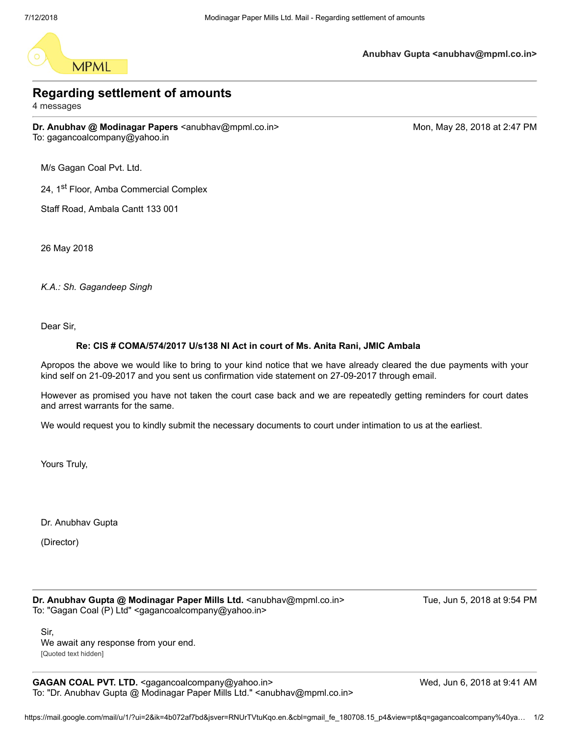MPML

**Anubhav Gupta <anubhav@mpml.co.in>**

# Regarding settlement of amounts

4 messages

---

**Dr. Anubhav @ Modinagar Papers** <anubhav@mpml.co.in> — Mon, May 28, 2018 at 2:47 PM
To: gagancoalcompany@yahoo.in

M/s Gagan Coal Pvt. Ltd.

24, 1st Floor, Amba Commercial Complex

Staff Road, Ambala Cantt 133 001

26 May 2018

*K.A.: Sh. Gagandeep Singh*

Dear Sir,

**Re: CIS # COMA/574/2017 U/s138 NI Act in court of Ms. Anita Rani, JMIC Ambala**

Apropos the above we would like to bring to your kind notice that we have already cleared the due payments with your kind self on 21-09-2017 and you sent us confirmation vide statement on 27-09-2017 through email.

However as promised you have not taken the court case back and we are repeatedly getting reminders for court dates and arrest warrants for the same.

We would request you to kindly submit the necessary documents to court under intimation to us at the earliest.

Yours Truly,

Dr. Anubhav Gupta

(Director)

---

**Dr. Anubhav Gupta @ Modinagar Paper Mills Ltd.** <anubhav@mpml.co.in> — Tue, Jun 5, 2018 at 9:54 PM
To: "Gagan Coal (P) Ltd" <gagancoalcompany@yahoo.in>

Sir,
We await any response from your end.
[Quoted text hidden]

---

**GAGAN COAL PVT. LTD.** <gagancoalcompany@yahoo.in> — Wed, Jun 6, 2018 at 9:41 AM
To: "Dr. Anubhav Gupta @ Modinagar Paper Mills Ltd." <anubhav@mpml.co.in>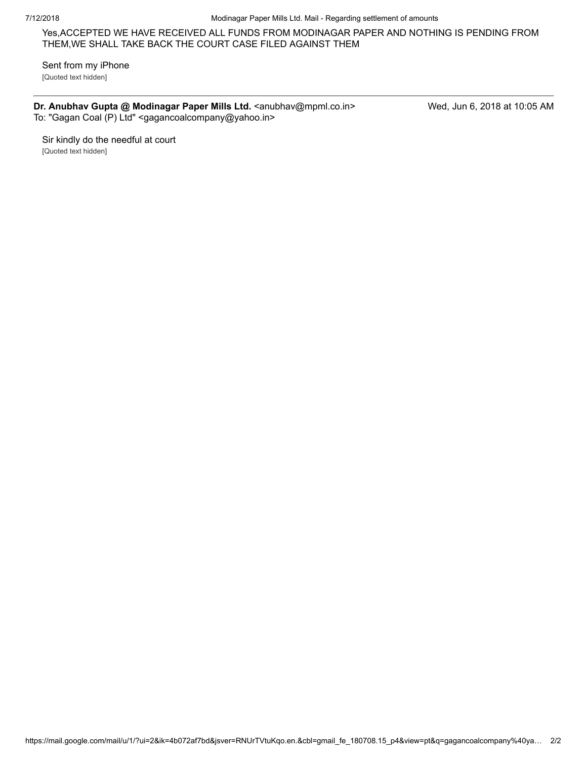Yes,ACCEPTED WE HAVE RECEIVED ALL FUNDS FROM MODINAGAR PAPER AND NOTHING IS PENDING FROM THEM,WE SHALL TAKE BACK THE COURT CASE FILED AGAINST THEM

Sent from my iPhone
[Quoted text hidden]

---

**Dr. Anubhav Gupta @ Modinagar Paper Mills Ltd.** <anubhav@mpml.co.in> Wed, Jun 6, 2018 at 10:05 AM
To: "Gagan Coal (P) Ltd" <gagancoalcompany@yahoo.in>

Sir kindly do the needful at court
[Quoted text hidden]